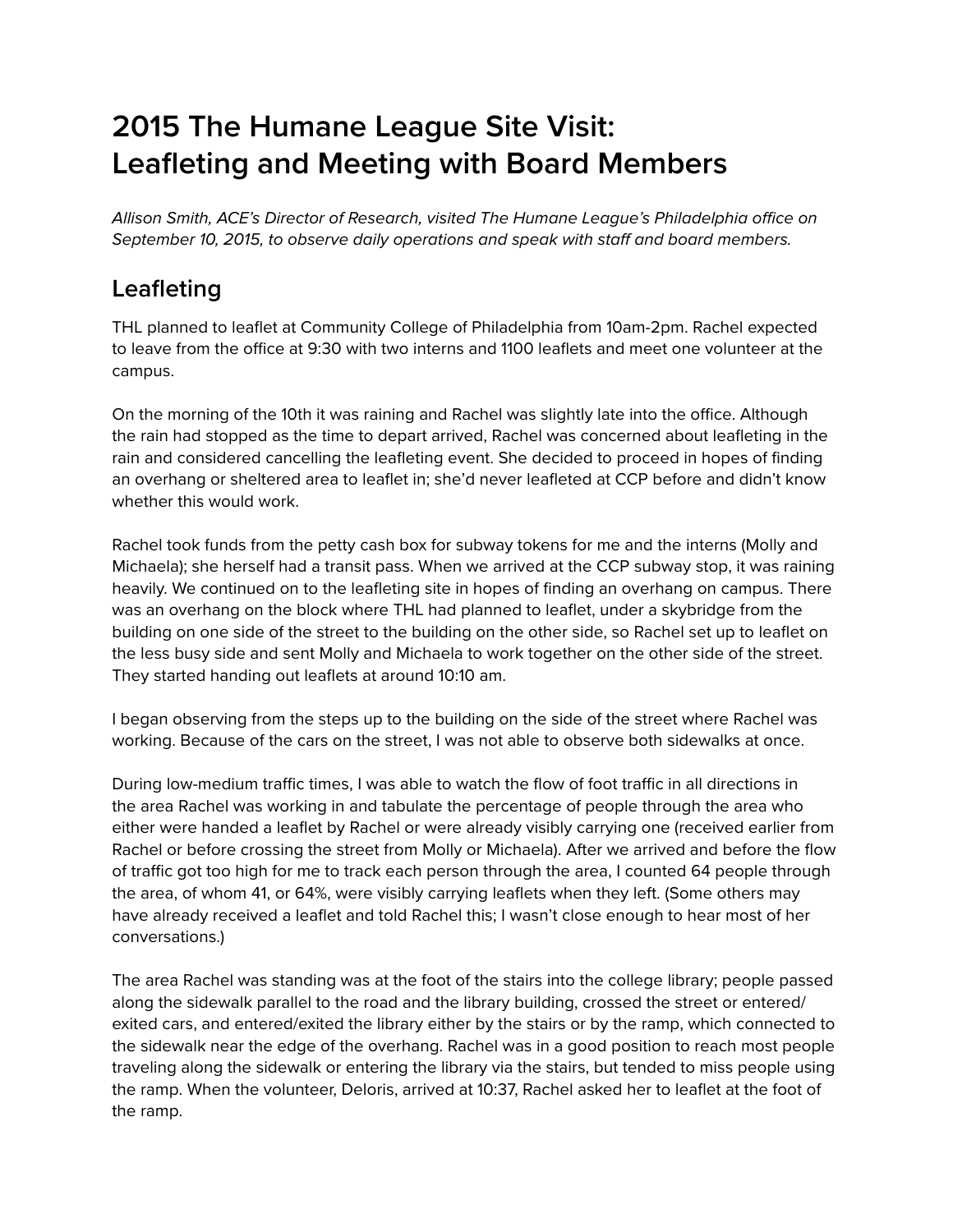# 2015 The Humane League Site Visit: Leafleting and Meeting with Board Members

*Allison Smith, ACE's Director of Research, visited The Humane League's Philadelphia office on September 10, 2015, to observe daily operations and speak with staff and board members.*

## Leafleting

THL planned to leaflet at Community College of Philadelphia from 10am-2pm. Rachel expected to leave from the office at 9:30 with two interns and 1100 leaflets and meet one volunteer at the campus.

On the morning of the 10th it was raining and Rachel was slightly late into the office. Although the rain had stopped as the time to depart arrived, Rachel was concerned about leafleting in the rain and considered cancelling the leafleting event. She decided to proceed in hopes of finding an overhang or sheltered area to leaflet in; she'd never leafleted at CCP before and didn't know whether this would work.

Rachel took funds from the petty cash box for subway tokens for me and the interns (Molly and Michaela); she herself had a transit pass. When we arrived at the CCP subway stop, it was raining heavily. We continued on to the leafleting site in hopes of finding an overhang on campus. There was an overhang on the block where THL had planned to leaflet, under a skybridge from the building on one side of the street to the building on the other side, so Rachel set up to leaflet on the less busy side and sent Molly and Michaela to work together on the other side of the street. They started handing out leaflets at around 10:10 am.

I began observing from the steps up to the building on the side of the street where Rachel was working. Because of the cars on the street, I was not able to observe both sidewalks at once.

During low-medium traffic times, I was able to watch the flow of foot traffic in all directions in the area Rachel was working in and tabulate the percentage of people through the area who either were handed a leaflet by Rachel or were already visibly carrying one (received earlier from Rachel or before crossing the street from Molly or Michaela). After we arrived and before the flow of traffic got too high for me to track each person through the area, I counted 64 people through the area, of whom 41, or 64%, were visibly carrying leaflets when they left. (Some others may have already received a leaflet and told Rachel this; I wasn't close enough to hear most of her conversations.)

The area Rachel was standing was at the foot of the stairs into the college library; people passed along the sidewalk parallel to the road and the library building, crossed the street or entered/exited cars, and entered/exited the library either by the stairs or by the ramp, which connected to the sidewalk near the edge of the overhang. Rachel was in a good position to reach most people traveling along the sidewalk or entering the library via the stairs, but tended to miss people using the ramp. When the volunteer, Deloris, arrived at 10:37, Rachel asked her to leaflet at the foot of the ramp.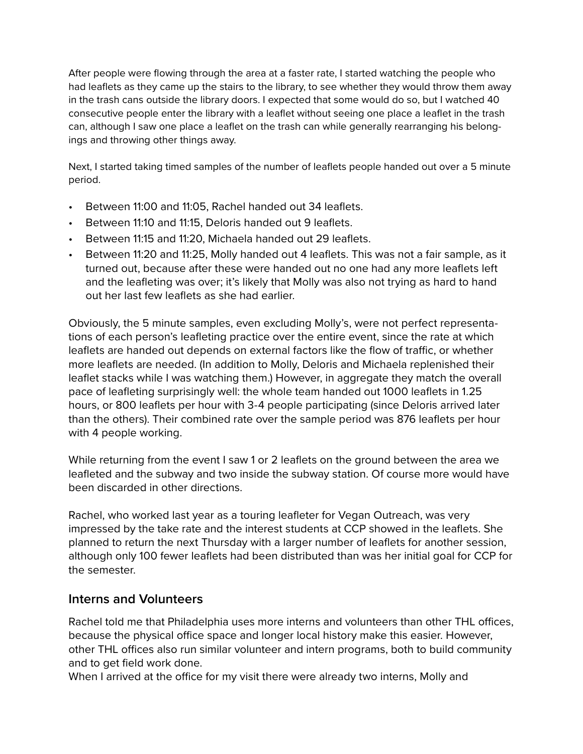After people were flowing through the area at a faster rate, I started watching the people who had leaflets as they came up the stairs to the library, to see whether they would throw them away in the trash cans outside the library doors. I expected that some would do so, but I watched 40 consecutive people enter the library with a leaflet without seeing one place a leaflet in the trash can, although I saw one place a leaflet on the trash can while generally rearranging his belongings and throwing other things away.

Next, I started taking timed samples of the number of leaflets people handed out over a 5 minute period.

- Between 11:00 and 11:05, Rachel handed out 34 leaflets.
- Between 11:10 and 11:15, Deloris handed out 9 leaflets.
- Between 11:15 and 11:20, Michaela handed out 29 leaflets.
- Between 11:20 and 11:25, Molly handed out 4 leaflets. This was not a fair sample, as it turned out, because after these were handed out no one had any more leaflets left and the leafleting was over; it's likely that Molly was also not trying as hard to hand out her last few leaflets as she had earlier.

Obviously, the 5 minute samples, even excluding Molly's, were not perfect representations of each person's leafleting practice over the entire event, since the rate at which leaflets are handed out depends on external factors like the flow of traffic, or whether more leaflets are needed. (In addition to Molly, Deloris and Michaela replenished their leaflet stacks while I was watching them.) However, in aggregate they match the overall pace of leafleting surprisingly well: the whole team handed out 1000 leaflets in 1.25 hours, or 800 leaflets per hour with 3-4 people participating (since Deloris arrived later than the others). Their combined rate over the sample period was 876 leaflets per hour with 4 people working.

While returning from the event I saw 1 or 2 leaflets on the ground between the area we leafleted and the subway and two inside the subway station. Of course more would have been discarded in other directions.

Rachel, who worked last year as a touring leafleter for Vegan Outreach, was very impressed by the take rate and the interest students at CCP showed in the leaflets. She planned to return the next Thursday with a larger number of leaflets for another session, although only 100 fewer leaflets had been distributed than was her initial goal for CCP for the semester.

## Interns and Volunteers

Rachel told me that Philadelphia uses more interns and volunteers than other THL offices, because the physical office space and longer local history make this easier. However, other THL offices also run similar volunteer and intern programs, both to build community and to get field work done.

When I arrived at the office for my visit there were already two interns, Molly and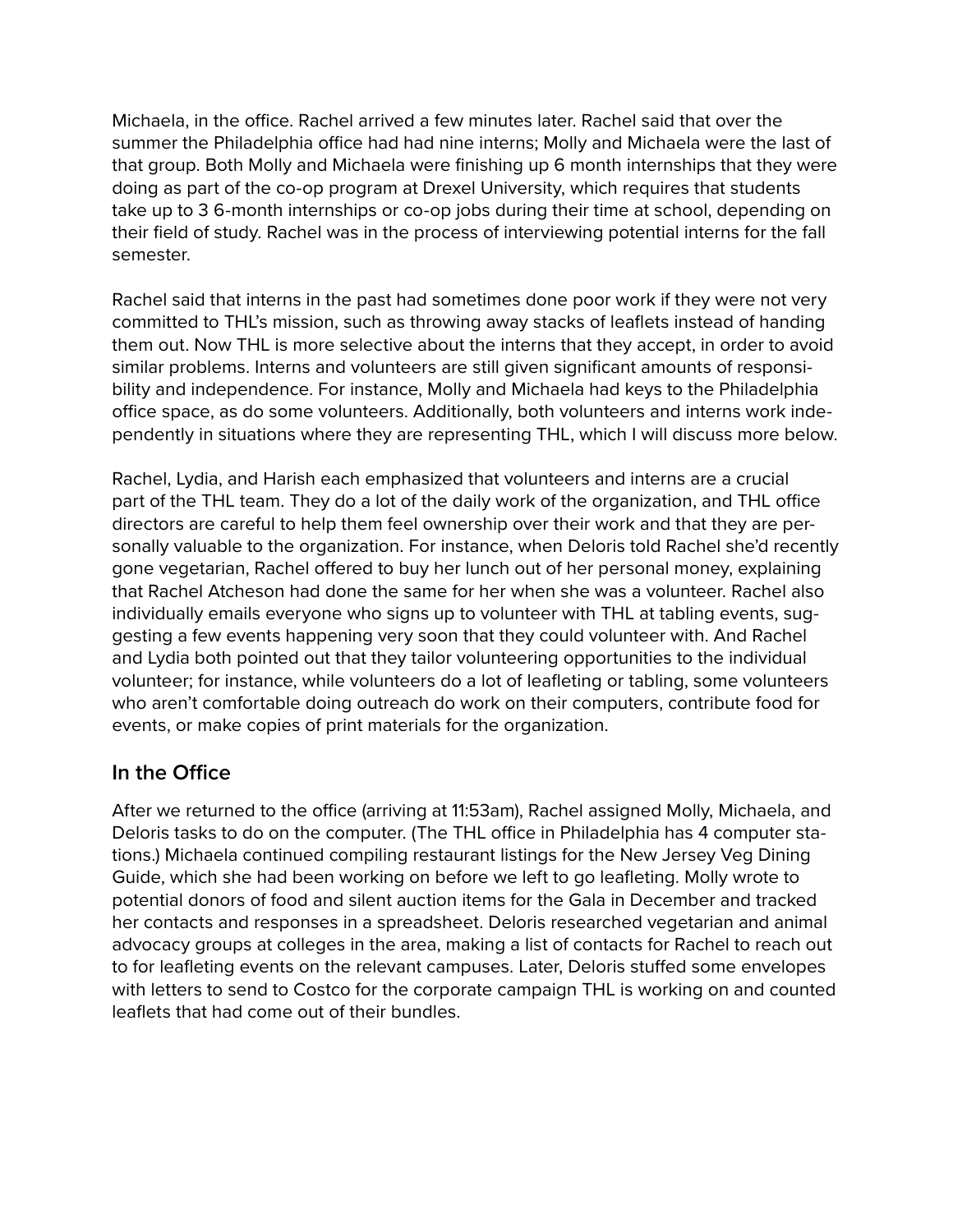Michaela, in the office. Rachel arrived a few minutes later. Rachel said that over the summer the Philadelphia office had had nine interns; Molly and Michaela were the last of that group. Both Molly and Michaela were finishing up 6 month internships that they were doing as part of the co-op program at Drexel University, which requires that students take up to 3 6-month internships or co-op jobs during their time at school, depending on their field of study. Rachel was in the process of interviewing potential interns for the fall semester.

Rachel said that interns in the past had sometimes done poor work if they were not very committed to THL's mission, such as throwing away stacks of leaflets instead of handing them out. Now THL is more selective about the interns that they accept, in order to avoid similar problems. Interns and volunteers are still given significant amounts of responsibility and independence. For instance, Molly and Michaela had keys to the Philadelphia office space, as do some volunteers. Additionally, both volunteers and interns work independently in situations where they are representing THL, which I will discuss more below.

Rachel, Lydia, and Harish each emphasized that volunteers and interns are a crucial part of the THL team. They do a lot of the daily work of the organization, and THL office directors are careful to help them feel ownership over their work and that they are personally valuable to the organization. For instance, when Deloris told Rachel she'd recently gone vegetarian, Rachel offered to buy her lunch out of her personal money, explaining that Rachel Atcheson had done the same for her when she was a volunteer. Rachel also individually emails everyone who signs up to volunteer with THL at tabling events, suggesting a few events happening very soon that they could volunteer with. And Rachel and Lydia both pointed out that they tailor volunteering opportunities to the individual volunteer; for instance, while volunteers do a lot of leafleting or tabling, some volunteers who aren't comfortable doing outreach do work on their computers, contribute food for events, or make copies of print materials for the organization.

## In the Office

After we returned to the office (arriving at 11:53am), Rachel assigned Molly, Michaela, and Deloris tasks to do on the computer. (The THL office in Philadelphia has 4 computer stations.) Michaela continued compiling restaurant listings for the New Jersey Veg Dining Guide, which she had been working on before we left to go leafleting. Molly wrote to potential donors of food and silent auction items for the Gala in December and tracked her contacts and responses in a spreadsheet. Deloris researched vegetarian and animal advocacy groups at colleges in the area, making a list of contacts for Rachel to reach out to for leafleting events on the relevant campuses. Later, Deloris stuffed some envelopes with letters to send to Costco for the corporate campaign THL is working on and counted leaflets that had come out of their bundles.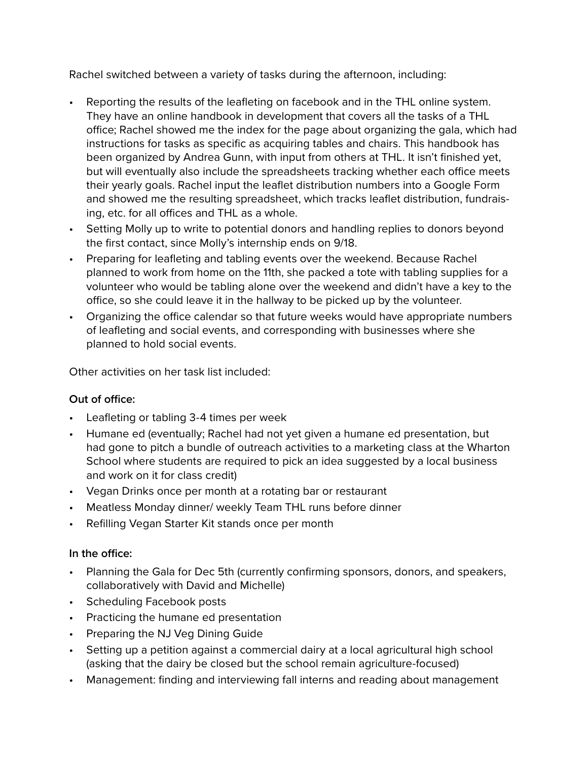Rachel switched between a variety of tasks during the afternoon, including:

- Reporting the results of the leafleting on facebook and in the THL online system. They have an online handbook in development that covers all the tasks of a THL office; Rachel showed me the index for the page about organizing the gala, which had instructions for tasks as specific as acquiring tables and chairs. This handbook has been organized by Andrea Gunn, with input from others at THL. It isn't finished yet, but will eventually also include the spreadsheets tracking whether each office meets their yearly goals. Rachel input the leaflet distribution numbers into a Google Form and showed me the resulting spreadsheet, which tracks leaflet distribution, fundraising, etc. for all offices and THL as a whole.
- Setting Molly up to write to potential donors and handling replies to donors beyond the first contact, since Molly's internship ends on 9/18.
- Preparing for leafleting and tabling events over the weekend. Because Rachel planned to work from home on the 11th, she packed a tote with tabling supplies for a volunteer who would be tabling alone over the weekend and didn't have a key to the office, so she could leave it in the hallway to be picked up by the volunteer.
- Organizing the office calendar so that future weeks would have appropriate numbers of leafleting and social events, and corresponding with businesses where she planned to hold social events.

Other activities on her task list included:

**Out of office:**

- Leafleting or tabling 3-4 times per week
- Humane ed (eventually; Rachel had not yet given a humane ed presentation, but had gone to pitch a bundle of outreach activities to a marketing class at the Wharton School where students are required to pick an idea suggested by a local business and work on it for class credit)
- Vegan Drinks once per month at a rotating bar or restaurant
- Meatless Monday dinner/ weekly Team THL runs before dinner
- Refilling Vegan Starter Kit stands once per month

**In the office:**

- Planning the Gala for Dec 5th (currently confirming sponsors, donors, and speakers, collaboratively with David and Michelle)
- Scheduling Facebook posts
- Practicing the humane ed presentation
- Preparing the NJ Veg Dining Guide
- Setting up a petition against a commercial dairy at a local agricultural high school (asking that the dairy be closed but the school remain agriculture-focused)
- Management: finding and interviewing fall interns and reading about management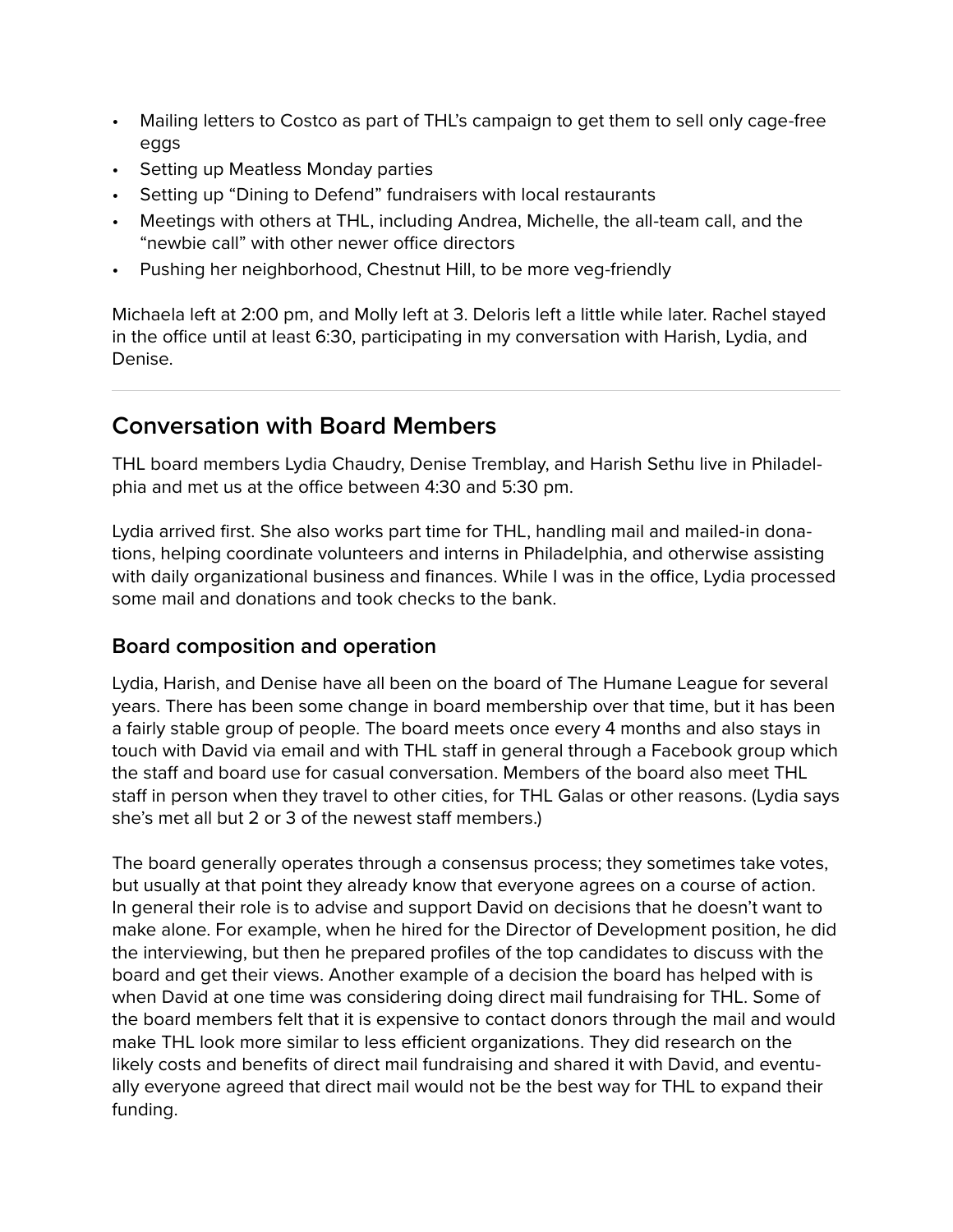- Mailing letters to Costco as part of THL's campaign to get them to sell only cage-free eggs
- Setting up Meatless Monday parties
- Setting up "Dining to Defend" fundraisers with local restaurants
- Meetings with others at THL, including Andrea, Michelle, the all-team call, and the "newbie call" with other newer office directors
- Pushing her neighborhood, Chestnut Hill, to be more veg-friendly

Michaela left at 2:00 pm, and Molly left at 3. Deloris left a little while later. Rachel stayed in the office until at least 6:30, participating in my conversation with Harish, Lydia, and Denise.

---

## Conversation with Board Members

THL board members Lydia Chaudry, Denise Tremblay, and Harish Sethu live in Philadelphia and met us at the office between 4:30 and 5:30 pm.

Lydia arrived first. She also works part time for THL, handling mail and mailed-in donations, helping coordinate volunteers and interns in Philadelphia, and otherwise assisting with daily organizational business and finances. While I was in the office, Lydia processed some mail and donations and took checks to the bank.

### Board composition and operation

Lydia, Harish, and Denise have all been on the board of The Humane League for several years. There has been some change in board membership over that time, but it has been a fairly stable group of people. The board meets once every 4 months and also stays in touch with David via email and with THL staff in general through a Facebook group which the staff and board use for casual conversation. Members of the board also meet THL staff in person when they travel to other cities, for THL Galas or other reasons. (Lydia says she's met all but 2 or 3 of the newest staff members.)

The board generally operates through a consensus process; they sometimes take votes, but usually at that point they already know that everyone agrees on a course of action. In general their role is to advise and support David on decisions that he doesn't want to make alone. For example, when he hired for the Director of Development position, he did the interviewing, but then he prepared profiles of the top candidates to discuss with the board and get their views. Another example of a decision the board has helped with is when David at one time was considering doing direct mail fundraising for THL. Some of the board members felt that it is expensive to contact donors through the mail and would make THL look more similar to less efficient organizations. They did research on the likely costs and benefits of direct mail fundraising and shared it with David, and eventually everyone agreed that direct mail would not be the best way for THL to expand their funding.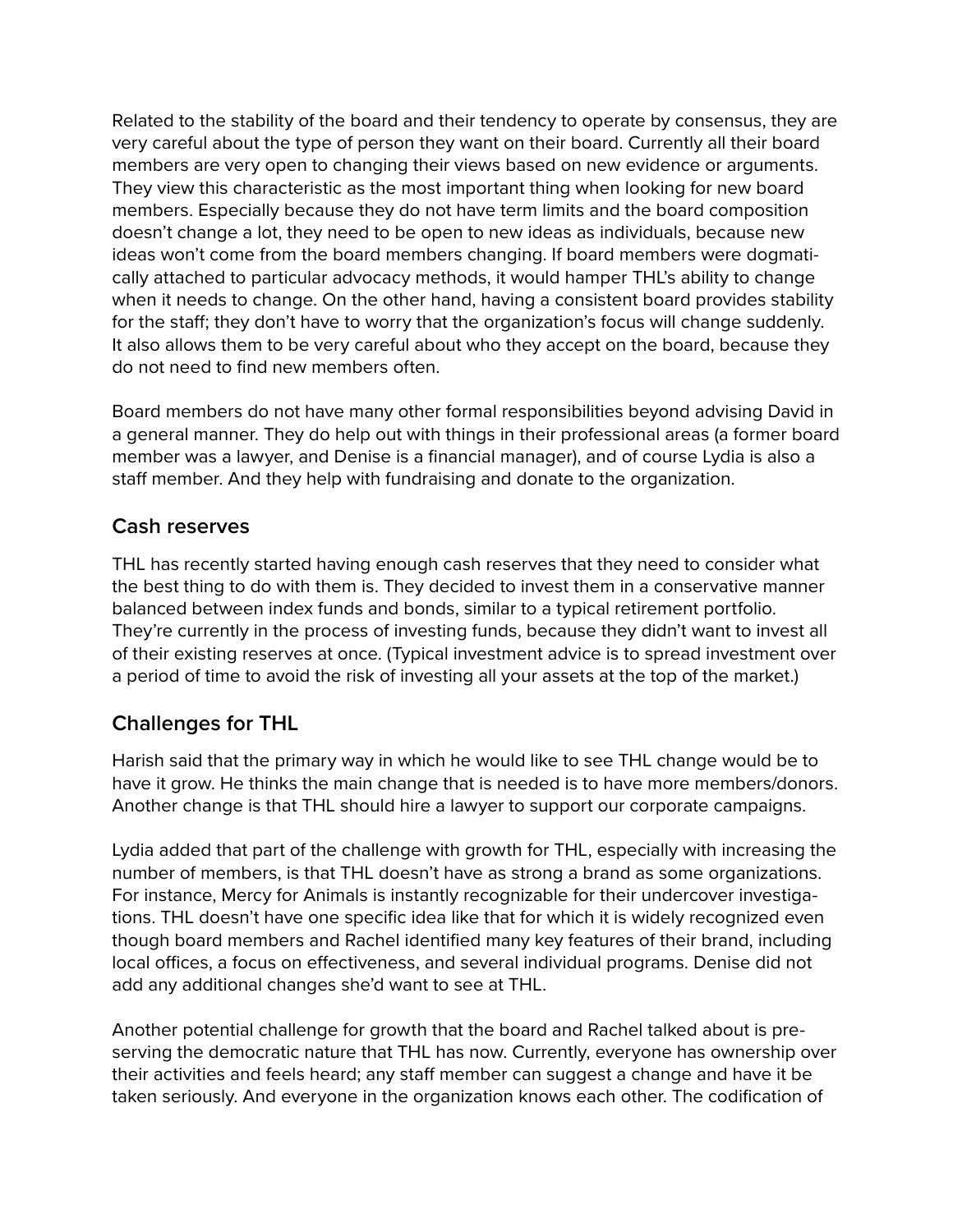Related to the stability of the board and their tendency to operate by consensus, they are very careful about the type of person they want on their board. Currently all their board members are very open to changing their views based on new evidence or arguments. They view this characteristic as the most important thing when looking for new board members. Especially because they do not have term limits and the board composition doesn't change a lot, they need to be open to new ideas as individuals, because new ideas won't come from the board members changing. If board members were dogmatically attached to particular advocacy methods, it would hamper THL's ability to change when it needs to change. On the other hand, having a consistent board provides stability for the staff; they don't have to worry that the organization's focus will change suddenly. It also allows them to be very careful about who they accept on the board, because they do not need to find new members often.

Board members do not have many other formal responsibilities beyond advising David in a general manner. They do help out with things in their professional areas (a former board member was a lawyer, and Denise is a financial manager), and of course Lydia is also a staff member. And they help with fundraising and donate to the organization.

## Cash reserves

THL has recently started having enough cash reserves that they need to consider what the best thing to do with them is. They decided to invest them in a conservative manner balanced between index funds and bonds, similar to a typical retirement portfolio. They're currently in the process of investing funds, because they didn't want to invest all of their existing reserves at once. (Typical investment advice is to spread investment over a period of time to avoid the risk of investing all your assets at the top of the market.)

## Challenges for THL

Harish said that the primary way in which he would like to see THL change would be to have it grow. He thinks the main change that is needed is to have more members/donors. Another change is that THL should hire a lawyer to support our corporate campaigns.

Lydia added that part of the challenge with growth for THL, especially with increasing the number of members, is that THL doesn't have as strong a brand as some organizations. For instance, Mercy for Animals is instantly recognizable for their undercover investigations. THL doesn't have one specific idea like that for which it is widely recognized even though board members and Rachel identified many key features of their brand, including local offices, a focus on effectiveness, and several individual programs. Denise did not add any additional changes she'd want to see at THL.

Another potential challenge for growth that the board and Rachel talked about is preserving the democratic nature that THL has now. Currently, everyone has ownership over their activities and feels heard; any staff member can suggest a change and have it be taken seriously. And everyone in the organization knows each other. The codification of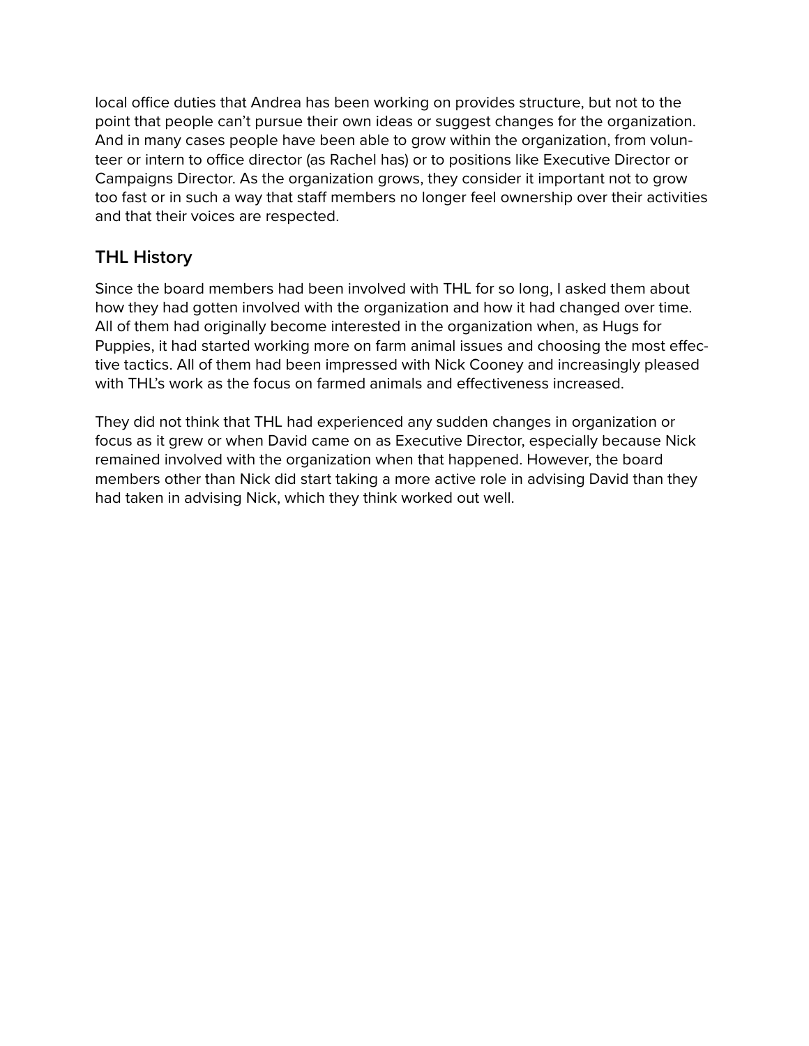local office duties that Andrea has been working on provides structure, but not to the point that people can't pursue their own ideas or suggest changes for the organization. And in many cases people have been able to grow within the organization, from volunteer or intern to office director (as Rachel has) or to positions like Executive Director or Campaigns Director. As the organization grows, they consider it important not to grow too fast or in such a way that staff members no longer feel ownership over their activities and that their voices are respected.

## THL History

Since the board members had been involved with THL for so long, I asked them about how they had gotten involved with the organization and how it had changed over time. All of them had originally become interested in the organization when, as Hugs for Puppies, it had started working more on farm animal issues and choosing the most effective tactics. All of them had been impressed with Nick Cooney and increasingly pleased with THL's work as the focus on farmed animals and effectiveness increased.

They did not think that THL had experienced any sudden changes in organization or focus as it grew or when David came on as Executive Director, especially because Nick remained involved with the organization when that happened. However, the board members other than Nick did start taking a more active role in advising David than they had taken in advising Nick, which they think worked out well.